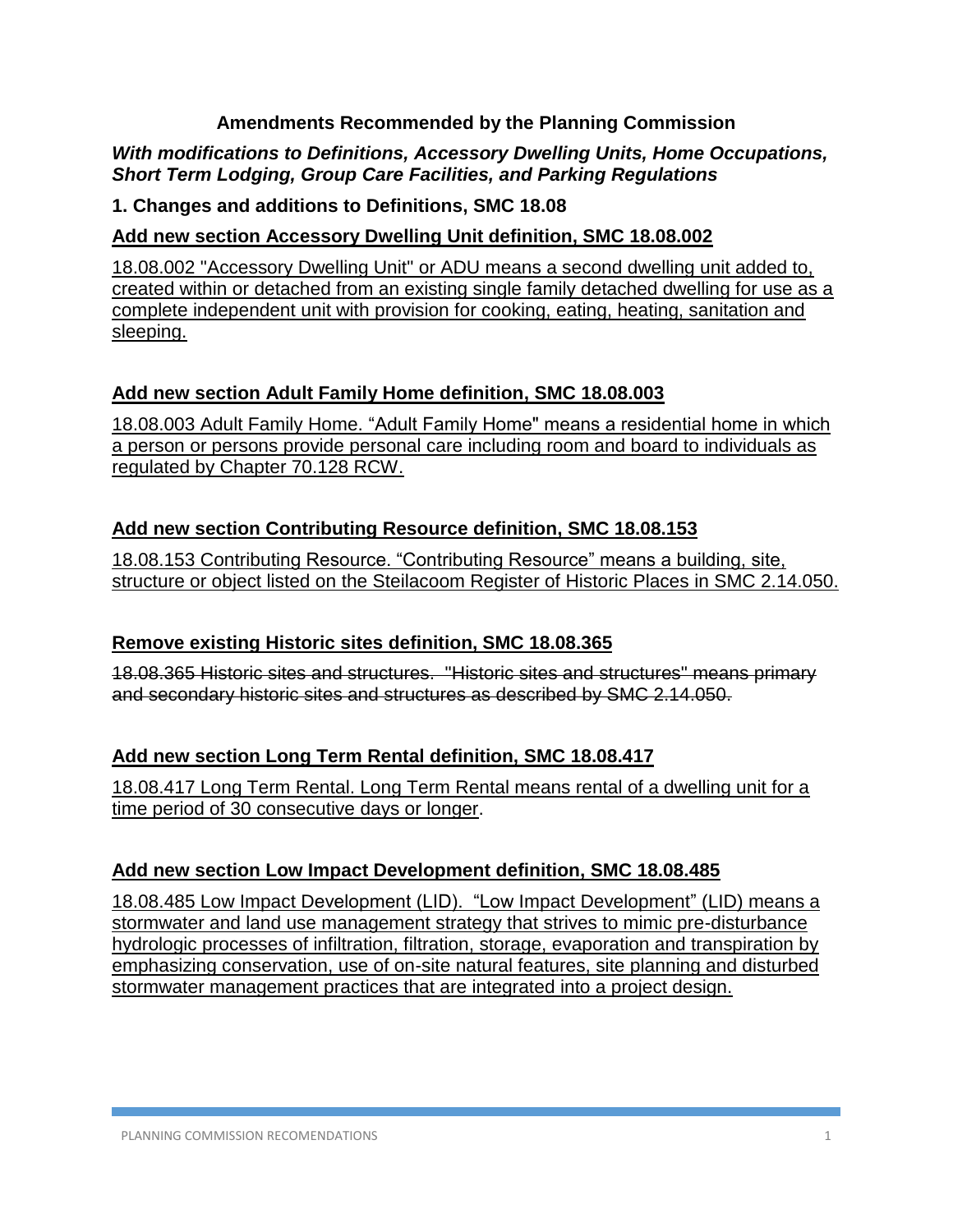**Amendments Recommended by the Planning Commission**

***With modifications to Definitions, Accessory Dwelling Units, Home Occupations, Short Term Lodging, Group Care Facilities, and Parking Regulations***

**1. Changes and additions to Definitions, SMC 18.08**

**<u>Add new section Accessory Dwelling Unit definition, SMC 18.08.002</u>**

<u>18.08.002 "Accessory Dwelling Unit" or ADU means a second dwelling unit added to, created within or detached from an existing single family detached dwelling for use as a complete independent unit with provision for cooking, eating, heating, sanitation and sleeping.</u>

**<u>Add new section Adult Family Home definition, SMC 18.08.003</u>**

<u>18.08.003 Adult Family Home. "Adult Family Home" means a residential home in which a person or persons provide personal care including room and board to individuals as regulated by Chapter 70.128 RCW.</u>

**<u>Add new section Contributing Resource definition, SMC 18.08.153</u>**

<u>18.08.153 Contributing Resource. "Contributing Resource" means a building, site, structure or object listed on the Steilacoom Register of Historic Places in SMC 2.14.050.</u>

**<u>Remove existing Historic sites definition, SMC 18.08.365</u>**

~~18.08.365 Historic sites and structures. "Historic sites and structures" means primary and secondary historic sites and structures as described by SMC 2.14.050.~~

**<u>Add new section Long Term Rental definition, SMC 18.08.417</u>**

<u>18.08.417 Long Term Rental. Long Term Rental means rental of a dwelling unit for a time period of 30 consecutive days or longer</u>.

**<u>Add new section Low Impact Development definition, SMC 18.08.485</u>**

<u>18.08.485 Low Impact Development (LID). "Low Impact Development" (LID) means a stormwater and land use management strategy that strives to mimic pre-disturbance hydrologic processes of infiltration, filtration, storage, evaporation and transpiration by emphasizing conservation, use of on-site natural features, site planning and disturbed stormwater management practices that are integrated into a project design.</u>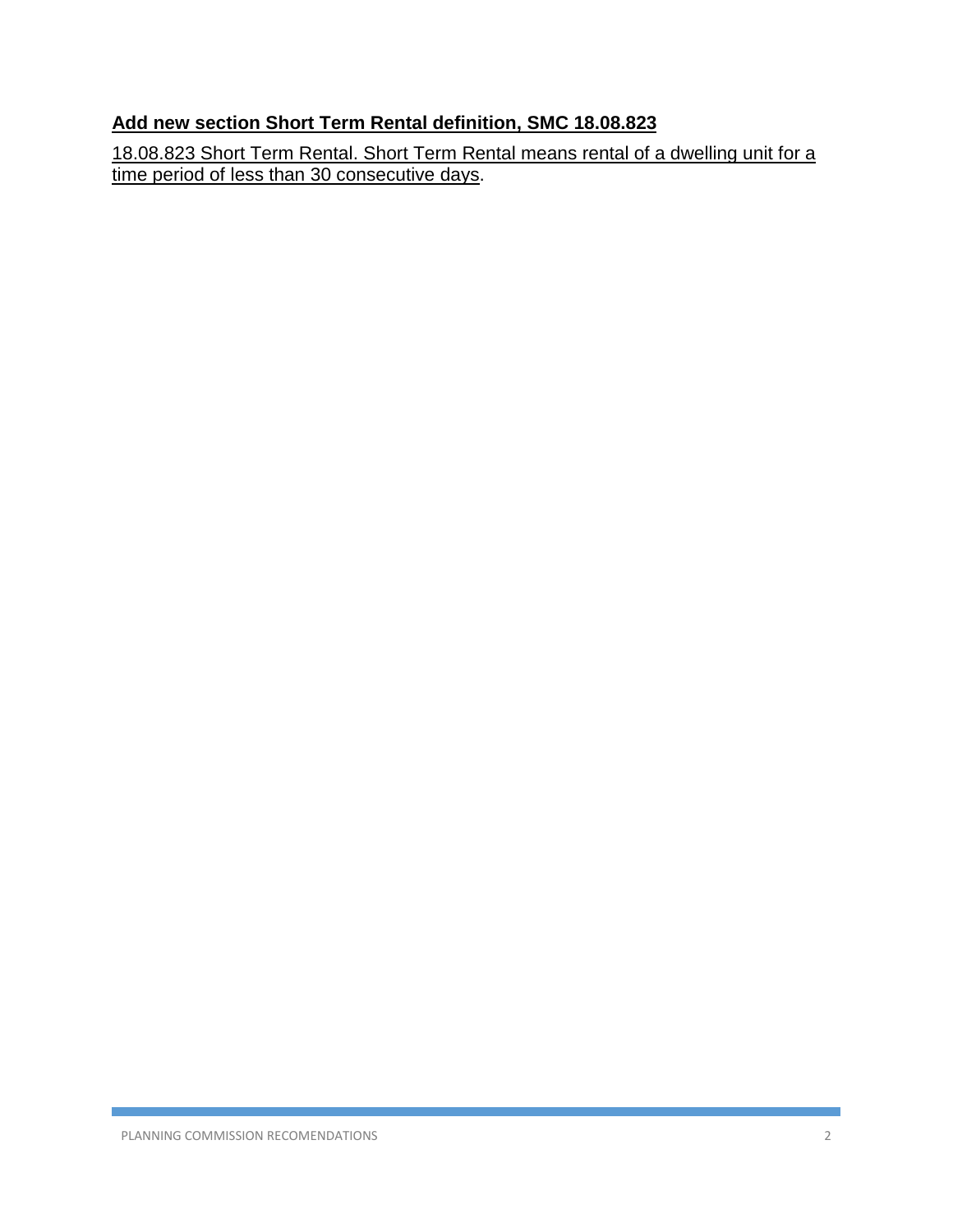**Add new section Short Term Rental definition, SMC 18.08.823**

18.08.823 Short Term Rental. Short Term Rental means rental of a dwelling unit for a time period of less than 30 consecutive days.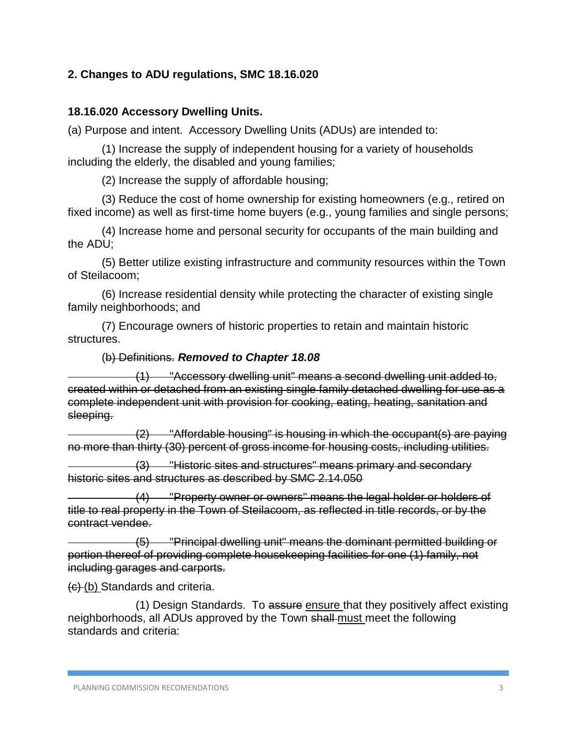### 2. Changes to ADU regulations, SMC 18.16.020

### 18.16.020 Accessory Dwelling Units.

(a) Purpose and intent. Accessory Dwelling Units (ADUs) are intended to:

(1) Increase the supply of independent housing for a variety of households including the elderly, the disabled and young families;

(2) Increase the supply of affordable housing;

(3) Reduce the cost of home ownership for existing homeowners (e.g., retired on fixed income) as well as first-time home buyers (e.g., young families and single persons;

(4) Increase home and personal security for occupants of the main building and the ADU;

(5) Better utilize existing infrastructure and community resources within the Town of Steilacoom;

(6) Increase residential density while protecting the character of existing single family neighborhoods; and

(7) Encourage owners of historic properties to retain and maintain historic structures.

(~~b) Definitions.~~ ***Removed to Chapter 18.08***

~~(1) "Accessory dwelling unit" means a second dwelling unit added to, created within or detached from an existing single family detached dwelling for use as a complete independent unit with provision for cooking, eating, heating, sanitation and sleeping.~~

~~(2) "Affordable housing" is housing in which the occupant(s) are paying no more than thirty (30) percent of gross income for housing costs, including utilities.~~

~~(3) "Historic sites and structures" means primary and secondary historic sites and structures as described by SMC 2.14.050~~

~~(4) "Property owner or owners" means the legal holder or holders of title to real property in the Town of Steilacoom, as reflected in title records, or by the contract vendee.~~

~~(5) "Principal dwelling unit" means the dominant permitted building or portion thereof of providing complete housekeeping facilities for one (1) family, not including garages and carports.~~

~~(c)~~ <u>(b)</u> Standards and criteria.

(1) Design Standards. To ~~assure~~ <u>ensure</u> that they positively affect existing neighborhoods, all ADUs approved by the Town ~~shall~~ <u>must</u> meet the following standards and criteria: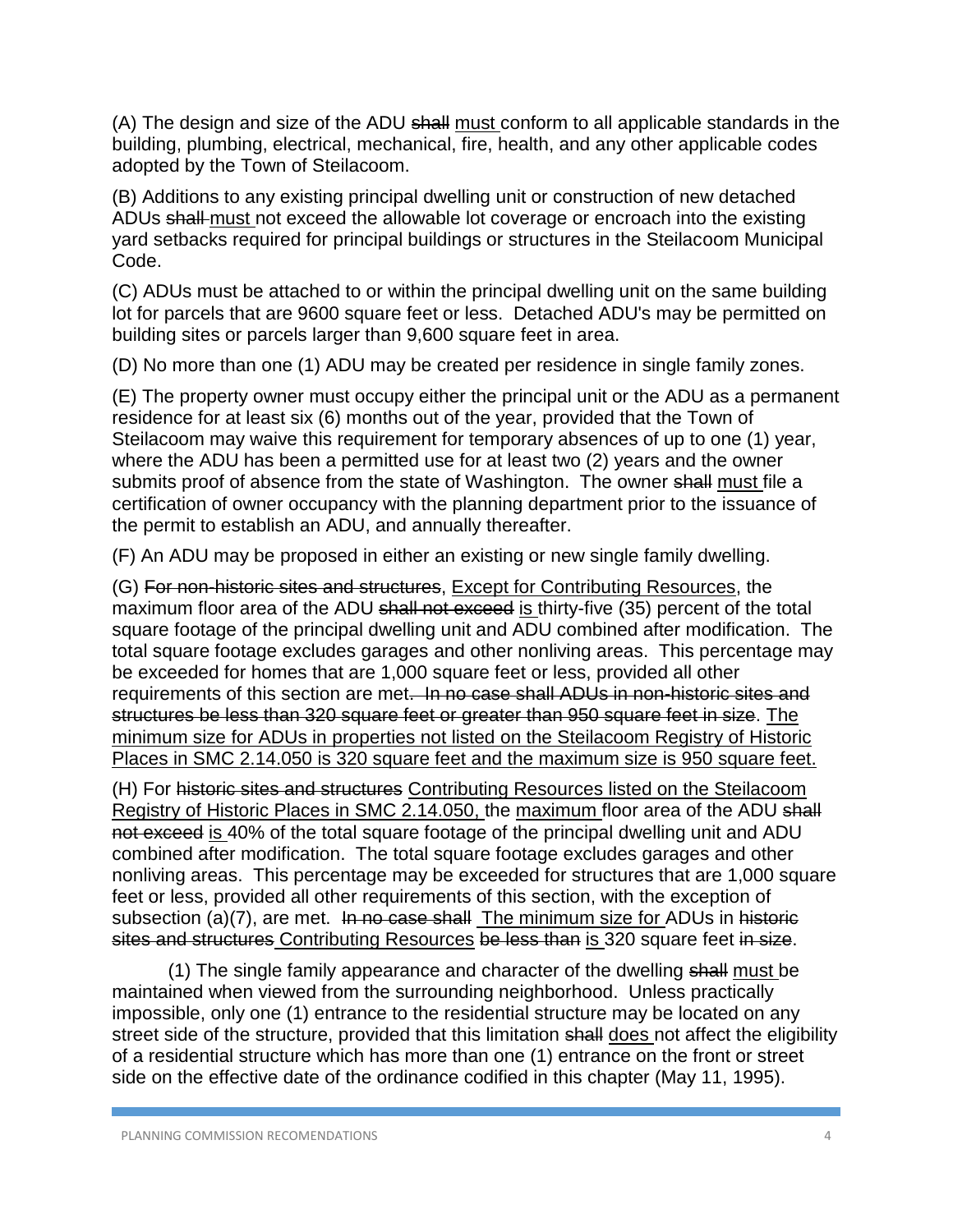(A) The design and size of the ADU ~~shall~~ <u>must</u> conform to all applicable standards in the building, plumbing, electrical, mechanical, fire, health, and any other applicable codes adopted by the Town of Steilacoom.

(B) Additions to any existing principal dwelling unit or construction of new detached ADUs ~~shall~~ <u>must</u> not exceed the allowable lot coverage or encroach into the existing yard setbacks required for principal buildings or structures in the Steilacoom Municipal Code.

(C) ADUs must be attached to or within the principal dwelling unit on the same building lot for parcels that are 9600 square feet or less. Detached ADU's may be permitted on building sites or parcels larger than 9,600 square feet in area.

(D) No more than one (1) ADU may be created per residence in single family zones.

(E) The property owner must occupy either the principal unit or the ADU as a permanent residence for at least six (6) months out of the year, provided that the Town of Steilacoom may waive this requirement for temporary absences of up to one (1) year, where the ADU has been a permitted use for at least two (2) years and the owner submits proof of absence from the state of Washington. The owner ~~shall~~ <u>must</u> file a certification of owner occupancy with the planning department prior to the issuance of the permit to establish an ADU, and annually thereafter.

(F) An ADU may be proposed in either an existing or new single family dwelling.

(G) ~~For non-historic sites and structures~~, <u>Except for Contributing Resources</u>, the maximum floor area of the ADU ~~shall not exceed~~ <u>is</u> thirty-five (35) percent of the total square footage of the principal dwelling unit and ADU combined after modification. The total square footage excludes garages and other nonliving areas. This percentage may be exceeded for homes that are 1,000 square feet or less, provided all other requirements of this section are met~~. In no case shall ADUs in non-historic sites and structures be less than 320 square feet or greater than 950 square feet in size~~. <u>The minimum size for ADUs in properties not listed on the Steilacoom Registry of Historic Places in SMC 2.14.050 is 320 square feet and the maximum size is 950 square feet.</u>

(H) For ~~historic sites and structures~~ <u>Contributing Resources listed on the Steilacoom Registry of Historic Places in SMC 2.14.050,</u> the <u>maximum</u> floor area of the ADU ~~shall not exceed~~ <u>is</u> 40% of the total square footage of the principal dwelling unit and ADU combined after modification. The total square footage excludes garages and other nonliving areas. This percentage may be exceeded for structures that are 1,000 square feet or less, provided all other requirements of this section, with the exception of subsection (a)(7), are met. ~~In no case shall~~ <u>The minimum size for</u> ADUs in ~~historic sites and structures~~ <u>Contributing Resources</u> ~~be less than~~ <u>is</u> 320 square feet ~~in size~~.

(1) The single family appearance and character of the dwelling ~~shall~~ <u>must</u> be maintained when viewed from the surrounding neighborhood. Unless practically impossible, only one (1) entrance to the residential structure may be located on any street side of the structure, provided that this limitation ~~shall~~ <u>does</u> not affect the eligibility of a residential structure which has more than one (1) entrance on the front or street side on the effective date of the ordinance codified in this chapter (May 11, 1995).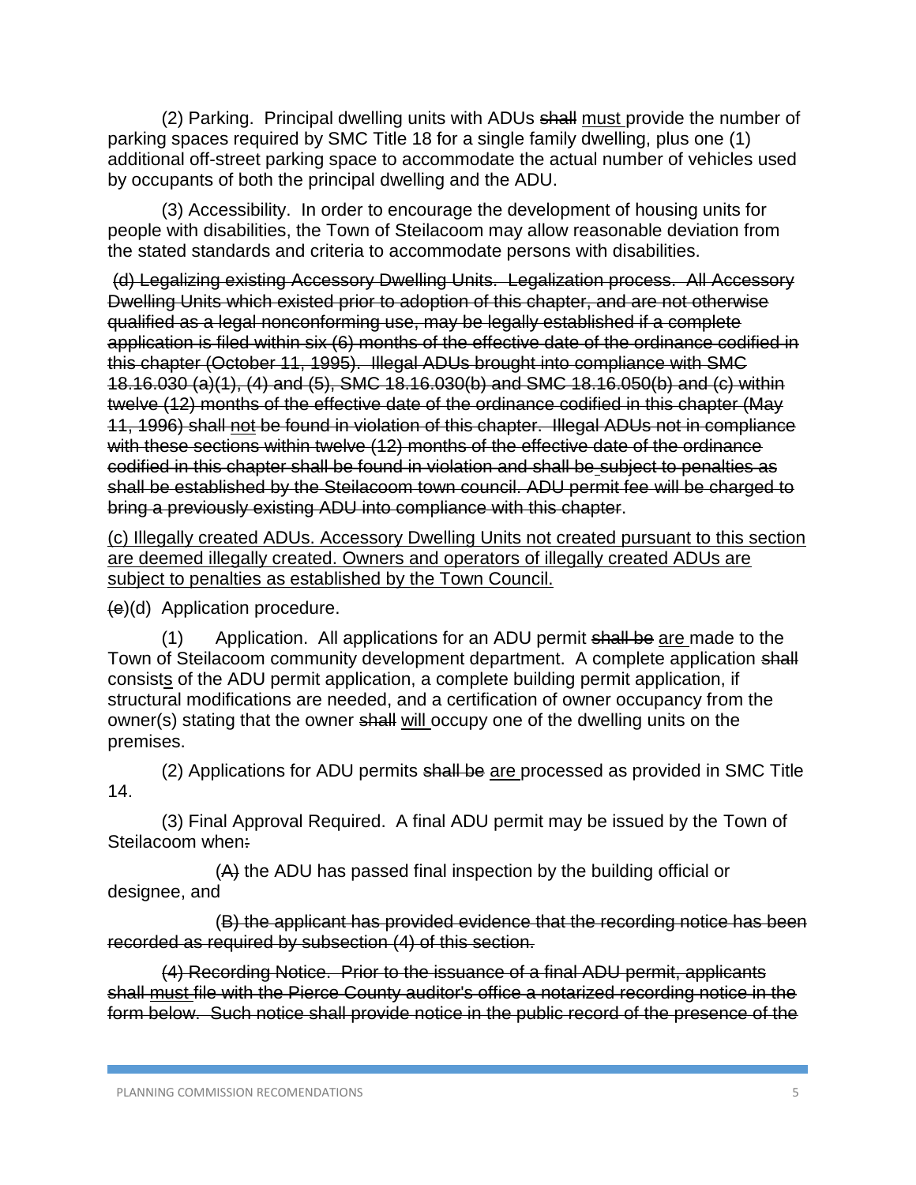(2) Parking. Principal dwelling units with ADUs ~~shall~~ <u>must</u> provide the number of parking spaces required by SMC Title 18 for a single family dwelling, plus one (1) additional off-street parking space to accommodate the actual number of vehicles used by occupants of both the principal dwelling and the ADU.

(3) Accessibility. In order to encourage the development of housing units for people with disabilities, the Town of Steilacoom may allow reasonable deviation from the stated standards and criteria to accommodate persons with disabilities.

~~(d) Legalizing existing Accessory Dwelling Units. Legalization process. All Accessory Dwelling Units which existed prior to adoption of this chapter, and are not otherwise qualified as a legal nonconforming use, may be legally established if a complete application is filed within six (6) months of the effective date of the ordinance codified in this chapter (October 11, 1995). Illegal ADUs brought into compliance with SMC 18.16.030 (a)(1), (4) and (5), SMC 18.16.030(b) and SMC 18.16.050(b) and (c) within twelve (12) months of the effective date of the ordinance codified in this chapter (May 11, 1996) shall not be found in violation of this chapter. Illegal ADUs not in compliance with these sections within twelve (12) months of the effective date of the ordinance codified in this chapter shall be found in violation and shall be subject to penalties as shall be established by the Steilacoom town council. ADU permit fee will be charged to bring a previously existing ADU into compliance with this chapter~~.

<u>(c) Illegally created ADUs. Accessory Dwelling Units not created pursuant to this section are deemed illegally created. Owners and operators of illegally created ADUs are subject to penalties as established by the Town Council.</u>

~~(e)~~(d) Application procedure.

(1) Application. All applications for an ADU permit ~~shall be~~ <u>are</u> made to the Town of Steilacoom community development department. A complete application ~~shall~~ consist<u>s</u> of the ADU permit application, a complete building permit application, if structural modifications are needed, and a certification of owner occupancy from the owner(s) stating that the owner ~~shall~~ <u>will</u> occupy one of the dwelling units on the premises.

(2) Applications for ADU permits ~~shall be~~ <u>are</u> processed as provided in SMC Title 14.

(3) Final Approval Required. A final ADU permit may be issued by the Town of Steilacoom when~~:~~

(~~A)~~ the ADU has passed final inspection by the building official or designee, and

~~(B) the applicant has provided evidence that the recording notice has been recorded as required by subsection (4) of this section.~~

~~(4) Recording Notice. Prior to the issuance of a final ADU permit, applicants shall~~ ~~<u>must</u>~~ ~~file with the Pierce County auditor's office a notarized recording notice in the form below. Such notice shall provide notice in the public record of the presence of the~~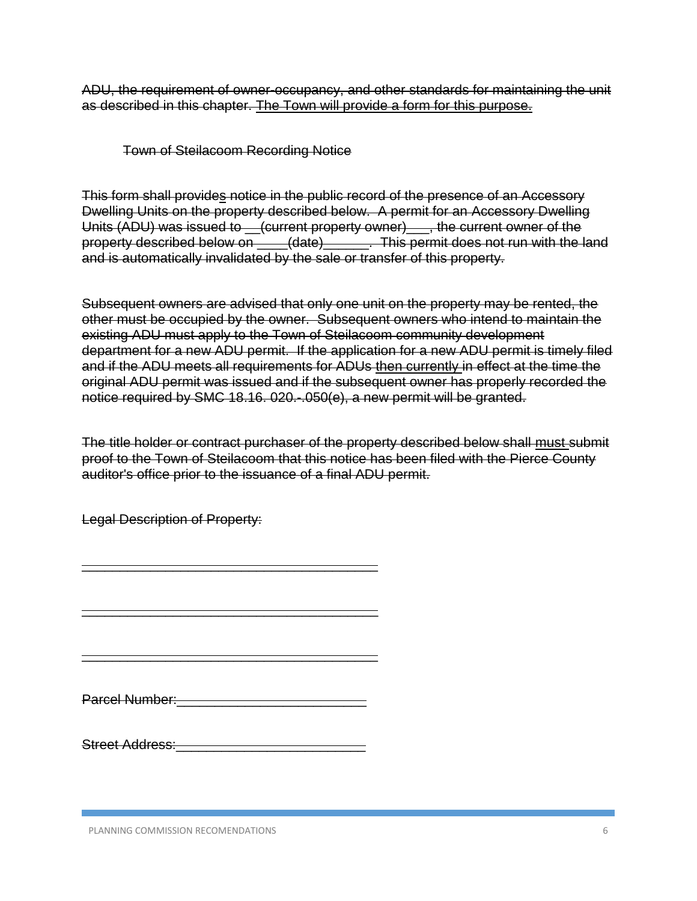~~ADU, the requirement of owner-occupancy, and other standards for maintaining the unit as described in this chapter.~~ <u>The Town will provide a form for this purpose.</u>

~~Town of Steilacoom Recording Notice~~

~~This form shall provides notice in the public record of the presence of an Accessory Dwelling Units on the property described below. A permit for an Accessory Dwelling Units (ADU) was issued to __(current property owner)___, the current owner of the property described below on ____(date)______. This permit does not run with the land and is automatically invalidated by the sale or transfer of this property.~~

~~Subsequent owners are advised that only one unit on the property may be rented, the other must be occupied by the owner. Subsequent owners who intend to maintain the existing ADU must apply to the Town of Steilacoom community development department for a new ADU permit. If the application for a new ADU permit is timely filed and if the ADU meets all requirements for ADUs then currently in effect at the time the original ADU permit was issued and if the subsequent owner has properly recorded the notice required by SMC 18.16. 020.-.050(e), a new permit will be granted.~~

~~The title holder or contract purchaser of the property described below shall must submit proof to the Town of Steilacoom that this notice has been filed with the Pierce County auditor's office prior to the issuance of a final ADU permit.~~

~~Legal Description of Property:~~

~~________________________________________~~

~~________________________________________~~

~~________________________________________~~

~~Parcel Number:_________________________~~

~~Street Address:_________________________~~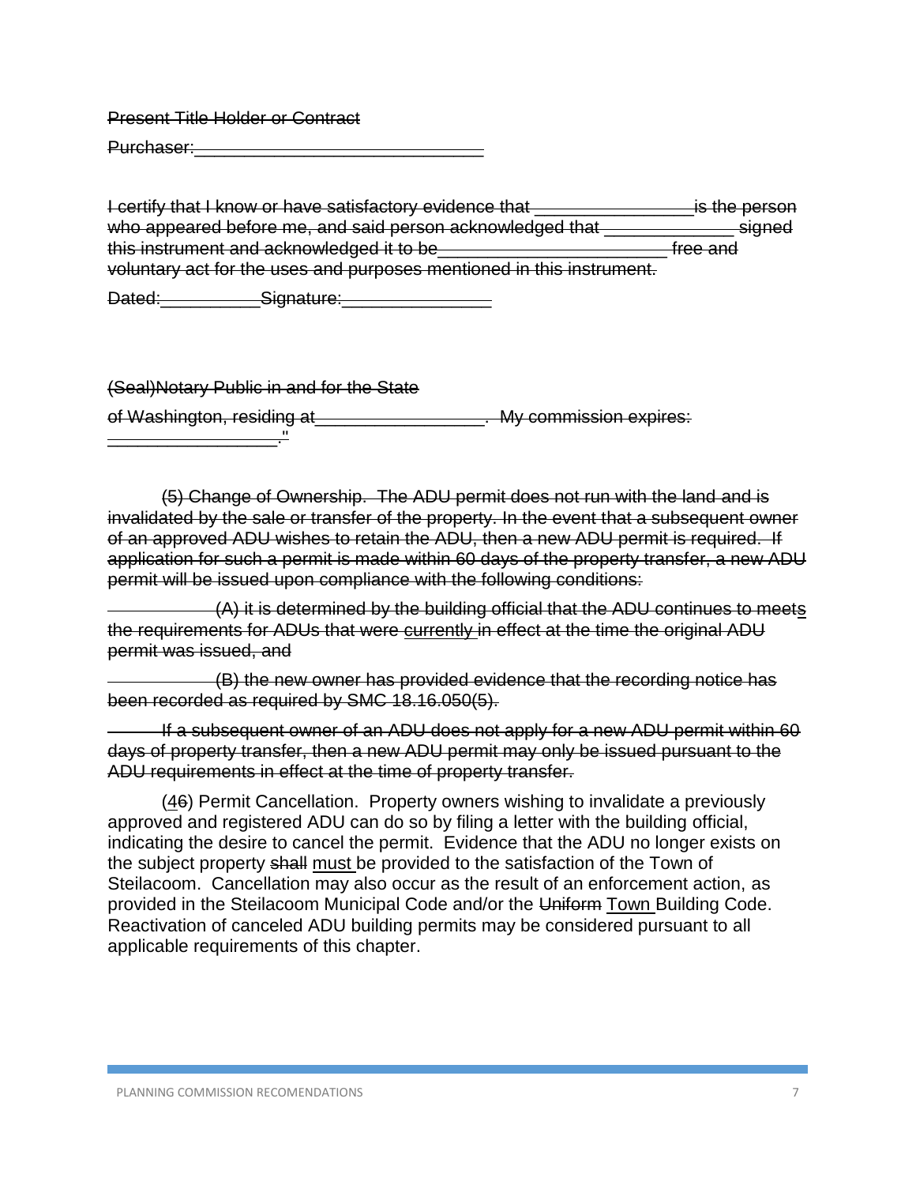~~Present Title Holder or Contract~~

~~Purchaser:\_\_\_\_\_\_\_\_\_\_\_\_\_\_\_\_\_\_\_\_\_\_\_\_\_\_\_\_\_\_~~

~~I certify that I know or have satisfactory evidence that \_\_\_\_\_\_\_\_\_\_\_\_\_\_\_\_is the person who appeared before me, and said person acknowledged that \_\_\_\_\_\_\_\_\_\_\_\_\_ signed this instrument and acknowledged it to be\_\_\_\_\_\_\_\_\_\_\_\_\_\_\_\_\_\_\_\_\_\_\_ free and voluntary act for the uses and purposes mentioned in this instrument.~~

~~Dated:\_\_\_\_\_\_\_\_\_\_Signature:\_\_\_\_\_\_\_\_\_\_\_\_\_\_\_~~

~~(Seal)Notary Public in and for the State~~

~~of Washington, residing at\_\_\_\_\_\_\_\_\_\_\_\_\_\_\_\_\_. My commission expires: \_\_\_\_\_\_\_\_\_\_\_\_\_\_\_\_\_."~~

~~(5) Change of Ownership. The ADU permit does not run with the land and is invalidated by the sale or transfer of the property. In the event that a subsequent owner of an approved ADU wishes to retain the ADU, then a new ADU permit is required. If application for such a permit is made within 60 days of the property transfer, a new ADU permit will be issued upon compliance with the following conditions:~~

~~(A) it is determined by the building official that the ADU continues to meet~~<u>s</u> ~~the requirements for ADUs that were~~ <u>currently</u> ~~in effect at the time the original ADU permit was issued, and~~

~~(B) the new owner has provided evidence that the recording notice has been recorded as required by SMC 18.16.050(5).~~

~~If a subsequent owner of an ADU does not apply for a new ADU permit within 60 days of property transfer, then a new ADU permit may only be issued pursuant to the ADU requirements in effect at the time of property transfer.~~

(<u>4</u>~~6~~) Permit Cancellation. Property owners wishing to invalidate a previously approved and registered ADU can do so by filing a letter with the building official, indicating the desire to cancel the permit. Evidence that the ADU no longer exists on the subject property ~~shall~~ <u>must</u> be provided to the satisfaction of the Town of Steilacoom. Cancellation may also occur as the result of an enforcement action, as provided in the Steilacoom Municipal Code and/or the ~~Uniform~~ <u>Town</u> Building Code. Reactivation of canceled ADU building permits may be considered pursuant to all applicable requirements of this chapter.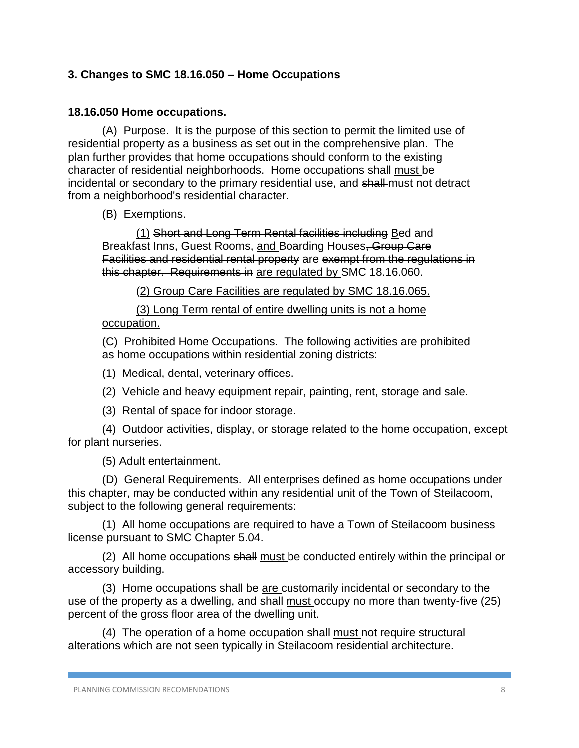### 3. Changes to SMC 18.16.050 – Home Occupations

#### 18.16.050 Home occupations.

(A) Purpose. It is the purpose of this section to permit the limited use of residential property as a business as set out in the comprehensive plan. The plan further provides that home occupations should conform to the existing character of residential neighborhoods. Home occupations ~~shall~~ <u>must</u> be incidental or secondary to the primary residential use, and ~~shall~~ <u>must</u> not detract from a neighborhood's residential character.

(B) Exemptions.

<u>(1)</u> ~~Short and Long Term Rental facilities including~~ <u>B</u>ed and Breakfast Inns, Guest Rooms, <u>and</u> Boarding Houses~~, Group Care Facilities and residential rental property~~ are ~~exempt from the regulations in this chapter. Requirements in~~ <u>are regulated by</u> SMC 18.16.060.

<u>(2) Group Care Facilities are regulated by SMC 18.16.065.</u>

<u>(3) Long Term rental of entire dwelling units is not a home occupation.</u>

(C) Prohibited Home Occupations. The following activities are prohibited as home occupations within residential zoning districts:

(1) Medical, dental, veterinary offices.

(2) Vehicle and heavy equipment repair, painting, rent, storage and sale.

(3) Rental of space for indoor storage.

(4) Outdoor activities, display, or storage related to the home occupation, except for plant nurseries.

(5) Adult entertainment.

(D) General Requirements. All enterprises defined as home occupations under this chapter, may be conducted within any residential unit of the Town of Steilacoom, subject to the following general requirements:

(1) All home occupations are required to have a Town of Steilacoom business license pursuant to SMC Chapter 5.04.

(2) All home occupations ~~shall~~ <u>must</u> be conducted entirely within the principal or accessory building.

(3) Home occupations ~~shall be~~ <u>are</u> ~~customarily~~ incidental or secondary to the use of the property as a dwelling, and ~~shall~~ <u>must</u> occupy no more than twenty-five (25) percent of the gross floor area of the dwelling unit.

(4) The operation of a home occupation ~~shall~~ <u>must</u> not require structural alterations which are not seen typically in Steilacoom residential architecture.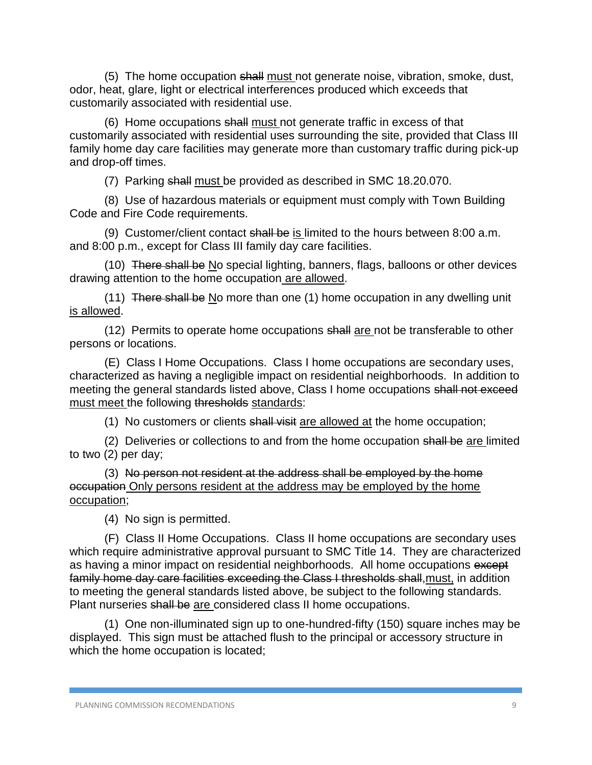(5) The home occupation ~~shall~~ <u>must</u> not generate noise, vibration, smoke, dust, odor, heat, glare, light or electrical interferences produced which exceeds that customarily associated with residential use.

(6) Home occupations ~~shall~~ <u>must</u> not generate traffic in excess of that customarily associated with residential uses surrounding the site, provided that Class III family home day care facilities may generate more than customary traffic during pick-up and drop-off times.

(7) Parking ~~shall~~ <u>must</u> be provided as described in SMC 18.20.070.

(8) Use of hazardous materials or equipment must comply with Town Building Code and Fire Code requirements.

(9) Customer/client contact ~~shall be~~ <u>is</u> limited to the hours between 8:00 a.m. and 8:00 p.m., except for Class III family day care facilities.

(10) ~~There shall be~~ <u>N</u>o special lighting, banners, flags, balloons or other devices drawing attention to the home occupation <u>are allowed</u>.

(11) ~~There shall be~~ <u>N</u>o more than one (1) home occupation in any dwelling unit <u>is allowed</u>.

(12) Permits to operate home occupations ~~shall~~ <u>are</u> not be transferable to other persons or locations.

(E) Class I Home Occupations. Class I home occupations are secondary uses, characterized as having a negligible impact on residential neighborhoods. In addition to meeting the general standards listed above, Class I home occupations ~~shall not exceed~~ <u>must meet</u> the following ~~thresholds~~ <u>standards</u>:

(1) No customers or clients ~~shall visit~~ <u>are allowed at</u> the home occupation;

(2) Deliveries or collections to and from the home occupation ~~shall be~~ <u>are</u> limited to two (2) per day;

(3) ~~No person not resident at the address shall be employed by the home occupation~~ <u>Only persons resident at the address may be employed by the home occupation</u>;

(4) No sign is permitted.

(F) Class II Home Occupations. Class II home occupations are secondary uses which require administrative approval pursuant to SMC Title 14. They are characterized as having a minor impact on residential neighborhoods. All home occupations ~~except family home day care facilities exceeding the Class I thresholds shall~~,<u>must,</u> in addition to meeting the general standards listed above, be subject to the following standards. Plant nurseries ~~shall be~~ <u>are</u> considered class II home occupations.

(1) One non-illuminated sign up to one-hundred-fifty (150) square inches may be displayed. This sign must be attached flush to the principal or accessory structure in which the home occupation is located;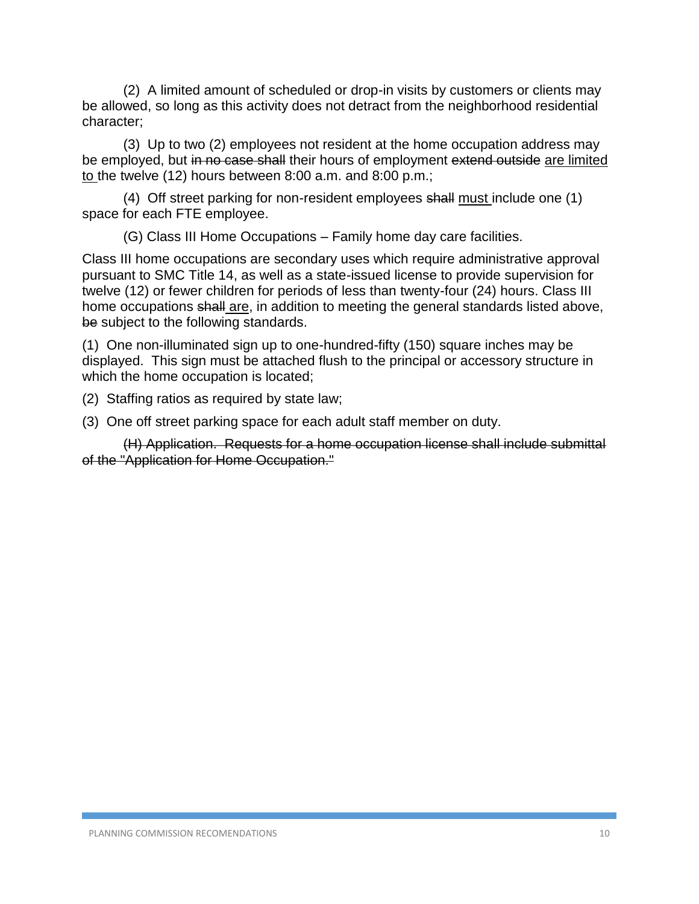(2) A limited amount of scheduled or drop-in visits by customers or clients may be allowed, so long as this activity does not detract from the neighborhood residential character;

(3) Up to two (2) employees not resident at the home occupation address may be employed, but ~~in no case shall~~ their hours of employment ~~extend outside~~ <u>are limited to</u> the twelve (12) hours between 8:00 a.m. and 8:00 p.m.;

(4) Off street parking for non-resident employees ~~shall~~ <u>must</u> include one (1) space for each FTE employee.

(G) Class III Home Occupations – Family home day care facilities.

Class III home occupations are secondary uses which require administrative approval pursuant to SMC Title 14, as well as a state-issued license to provide supervision for twelve (12) or fewer children for periods of less than twenty-four (24) hours. Class III home occupations ~~shall~~ <u>are</u>, in addition to meeting the general standards listed above, ~~be~~ subject to the following standards.

(1) One non-illuminated sign up to one-hundred-fifty (150) square inches may be displayed. This sign must be attached flush to the principal or accessory structure in which the home occupation is located;

(2) Staffing ratios as required by state law;

(3) One off street parking space for each adult staff member on duty.

~~(H) Application. Requests for a home occupation license shall include submittal of the "Application for Home Occupation."~~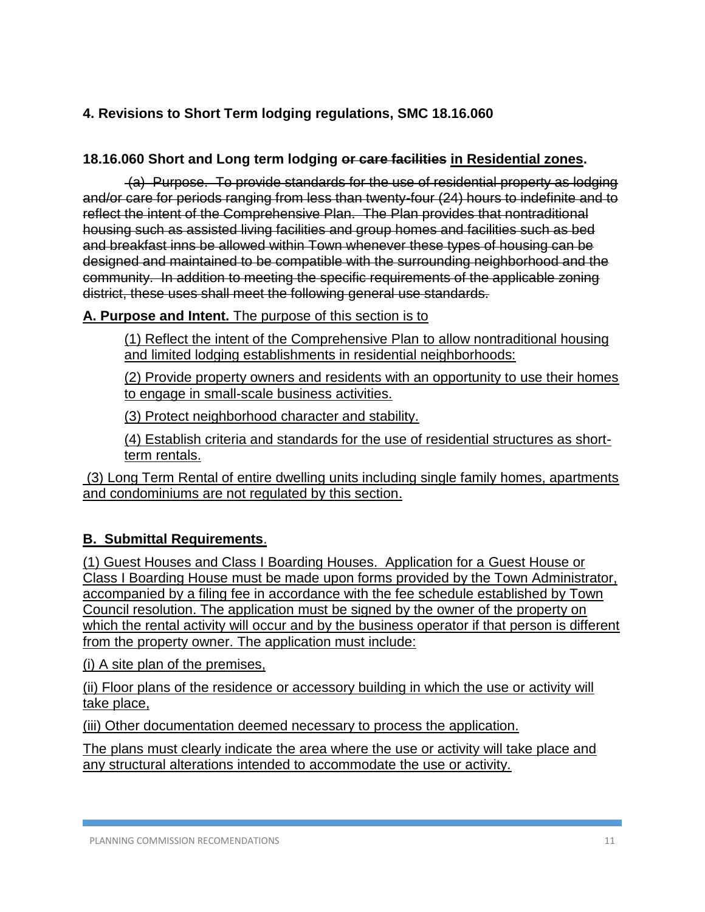## 4. Revisions to Short Term lodging regulations, SMC 18.16.060

### 18.16.060 Short and Long term lodging ~~or care facilities~~ <u>in Residential zones</u>.

~~(a) Purpose. To provide standards for the use of residential property as lodging and/or care for periods ranging from less than twenty-four (24) hours to indefinite and to reflect the intent of the Comprehensive Plan. The Plan provides that nontraditional housing such as assisted living facilities and group homes and facilities such as bed and breakfast inns be allowed within Town whenever these types of housing can be designed and maintained to be compatible with the surrounding neighborhood and the community. In addition to meeting the specific requirements of the applicable zoning district, these uses shall meet the following general use standards.~~

<u>**A. Purpose and Intent.** The purpose of this section is to</u>

<u>(1) Reflect the intent of the Comprehensive Plan to allow nontraditional housing and limited lodging establishments in residential neighborhoods:</u>

<u>(2) Provide property owners and residents with an opportunity to use their homes to engage in small-scale business activities.</u>

<u>(3) Protect neighborhood character and stability.</u>

<u>(4) Establish criteria and standards for the use of residential structures as short-term rentals.</u>

<u>(3) Long Term Rental of entire dwelling units including single family homes, apartments and condominiums are not regulated by this section.</u>

### <u>B. Submittal Requirements</u>.

<u>(1) Guest Houses and Class I Boarding Houses. Application for a Guest House or Class I Boarding House must be made upon forms provided by the Town Administrator, accompanied by a filing fee in accordance with the fee schedule established by Town Council resolution. The application must be signed by the owner of the property on which the rental activity will occur and by the business operator if that person is different from the property owner. The application must include:</u>

<u>(i) A site plan of the premises,</u>

<u>(ii) Floor plans of the residence or accessory building in which the use or activity will take place,</u>

<u>(iii) Other documentation deemed necessary to process the application.</u>

<u>The plans must clearly indicate the area where the use or activity will take place and any structural alterations intended to accommodate the use or activity.</u>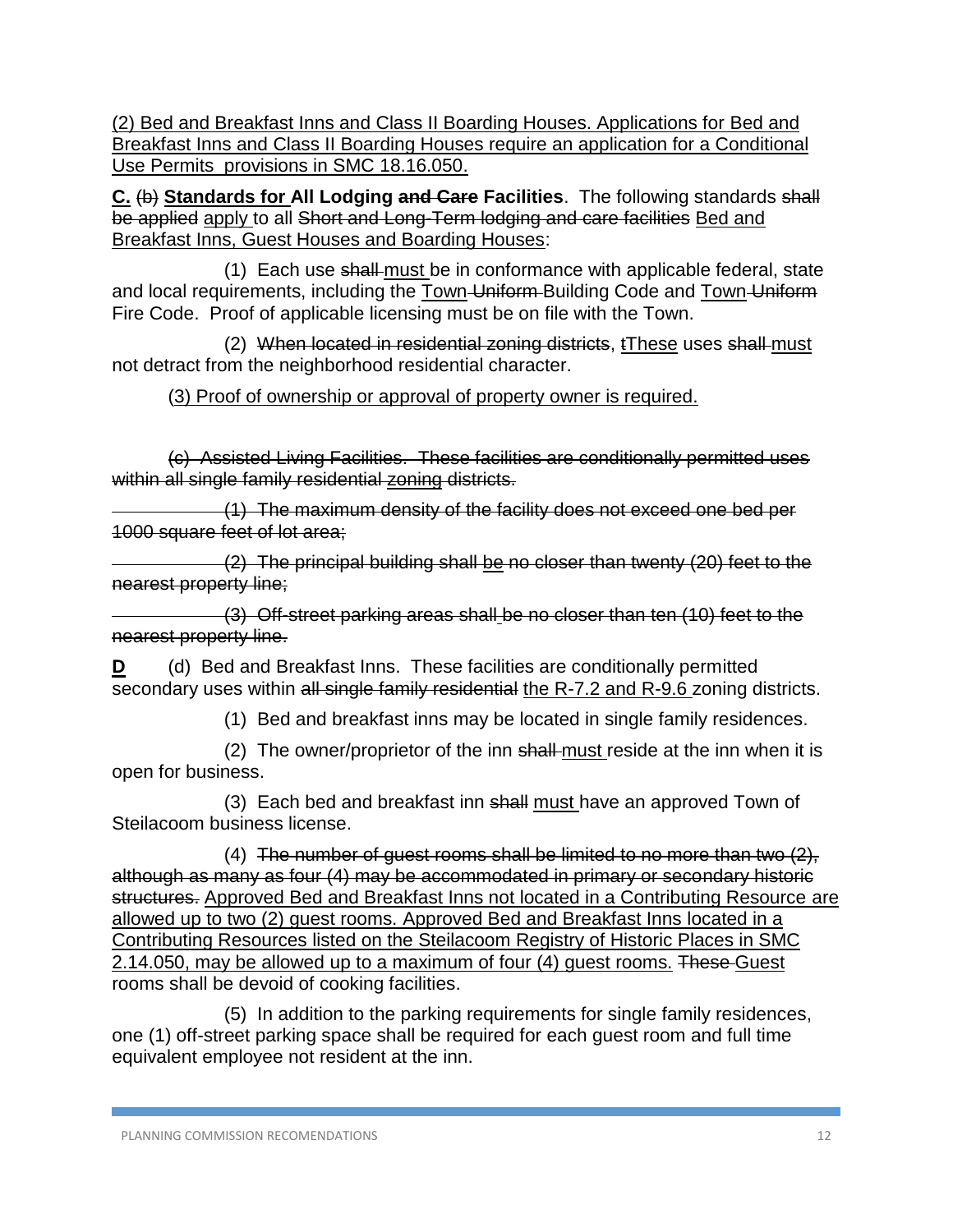<u>(2) Bed and Breakfast Inns and Class II Boarding Houses. Applications for Bed and Breakfast Inns and Class II Boarding Houses require an application for a Conditional Use Permits provisions in SMC 18.16.050.</u>

<u>**C.**</u> ~~(b)~~ **<u>Standards for</u> All Lodging ~~and Care~~ Facilities**. The following standards ~~shall be applied~~ <u>apply</u> to all ~~Short and Long-Term lodging and care facilities~~ <u>Bed and Breakfast Inns, Guest Houses and Boarding Houses</u>:

(1) Each use ~~shall~~ <u>must</u> be in conformance with applicable federal, state and local requirements, including the <u>Town</u> ~~Uniform~~ Building Code and <u>Town</u> ~~Uniform~~ Fire Code. Proof of applicable licensing must be on file with the Town.

(2) ~~When located in residential zoning districts~~, ~~t~~<u>These</u> uses ~~shall~~ <u>must</u> not detract from the neighborhood residential character.

<u>(3) Proof of ownership or approval of property owner is required.</u>

~~(c) Assisted Living Facilities. These facilities are conditionally permitted uses within all single family residential~~ <u>~~zoning~~</u> ~~districts.~~

~~(1) The maximum density of the facility does not exceed one bed per 1000 square feet of lot area;~~

~~(2) The principal building shall~~ <u>~~be~~</u> ~~no closer than twenty (20) feet to the nearest property line;~~

~~(3) Off-street parking areas shall be no closer than ten (10) feet to the nearest property line.~~

<u>**D**</u> (d) Bed and Breakfast Inns. These facilities are conditionally permitted secondary uses within ~~all single family residential~~ <u>the R-7.2 and R-9.6</u> zoning districts.

(1) Bed and breakfast inns may be located in single family residences.

(2) The owner/proprietor of the inn ~~shall~~ <u>must</u> reside at the inn when it is open for business.

(3) Each bed and breakfast inn ~~shall~~ <u>must</u> have an approved Town of Steilacoom business license.

(4) ~~The number of guest rooms shall be limited to no more than two (2), although as many as four (4) may be accommodated in primary or secondary historic structures.~~ <u>Approved Bed and Breakfast Inns not located in a Contributing Resource are allowed up to two (2) guest rooms. Approved Bed and Breakfast Inns located in a Contributing Resources listed on the Steilacoom Registry of Historic Places in SMC 2.14.050, may be allowed up to a maximum of four (4) guest rooms.</u> ~~These~~ <u>Guest</u> rooms shall be devoid of cooking facilities.

(5) In addition to the parking requirements for single family residences, one (1) off-street parking space shall be required for each guest room and full time equivalent employee not resident at the inn.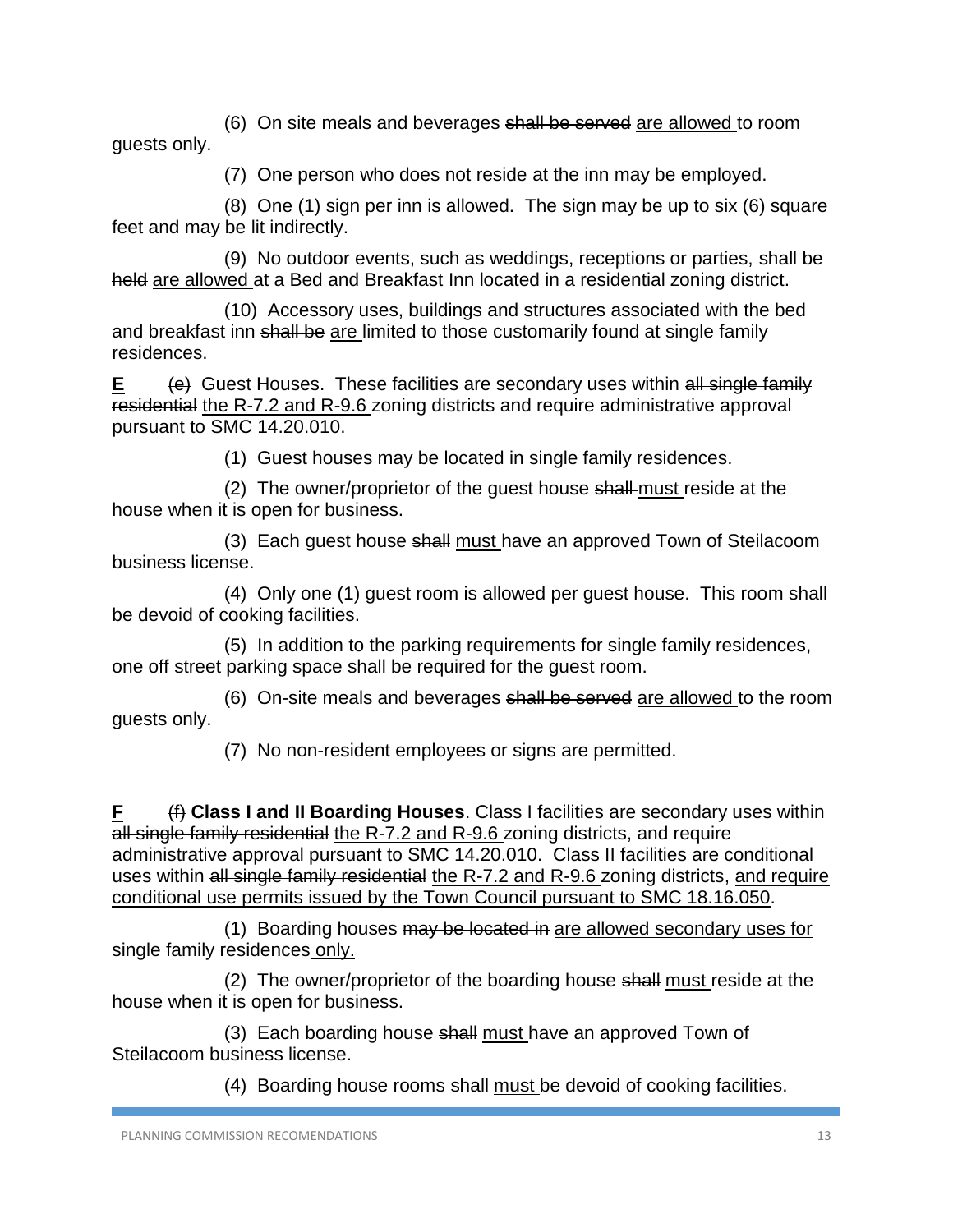(6) On site meals and beverages ~~shall be served~~ <u>are allowed</u> to room guests only.

(7) One person who does not reside at the inn may be employed.

(8) One (1) sign per inn is allowed. The sign may be up to six (6) square feet and may be lit indirectly.

(9) No outdoor events, such as weddings, receptions or parties, ~~shall be held~~ <u>are allowed</u> at a Bed and Breakfast Inn located in a residential zoning district.

(10) Accessory uses, buildings and structures associated with the bed and breakfast inn ~~shall be~~ <u>are</u> limited to those customarily found at single family residences.

<u>**E**</u> ~~(e)~~ Guest Houses. These facilities are secondary uses within ~~all single family residential~~ <u>the R-7.2 and R-9.6</u> zoning districts and require administrative approval pursuant to SMC 14.20.010.

(1) Guest houses may be located in single family residences.

(2) The owner/proprietor of the guest house ~~shall~~ <u>must</u> reside at the house when it is open for business.

(3) Each guest house ~~shall~~ <u>must</u> have an approved Town of Steilacoom business license.

(4) Only one (1) guest room is allowed per guest house. This room shall be devoid of cooking facilities.

(5) In addition to the parking requirements for single family residences, one off street parking space shall be required for the guest room.

(6) On-site meals and beverages ~~shall be served~~ <u>are allowed</u> to the room guests only.

(7) No non-resident employees or signs are permitted.

<u>**F**</u> ~~(f)~~ **Class I and II Boarding Houses**. Class I facilities are secondary uses within ~~all single family residential~~ <u>the R-7.2 and R-9.6</u> zoning districts, and require administrative approval pursuant to SMC 14.20.010. Class II facilities are conditional uses within ~~all single family residential~~ <u>the R-7.2 and R-9.6</u> zoning districts, <u>and require conditional use permits issued by the Town Council pursuant to SMC 18.16.050</u>.

(1) Boarding houses ~~may be located in~~ <u>are allowed secondary uses for</u> single family residences <u>only.</u>

(2) The owner/proprietor of the boarding house ~~shall~~ <u>must</u> reside at the house when it is open for business.

(3) Each boarding house ~~shall~~ <u>must</u> have an approved Town of Steilacoom business license.

(4) Boarding house rooms ~~shall~~ <u>must</u> be devoid of cooking facilities.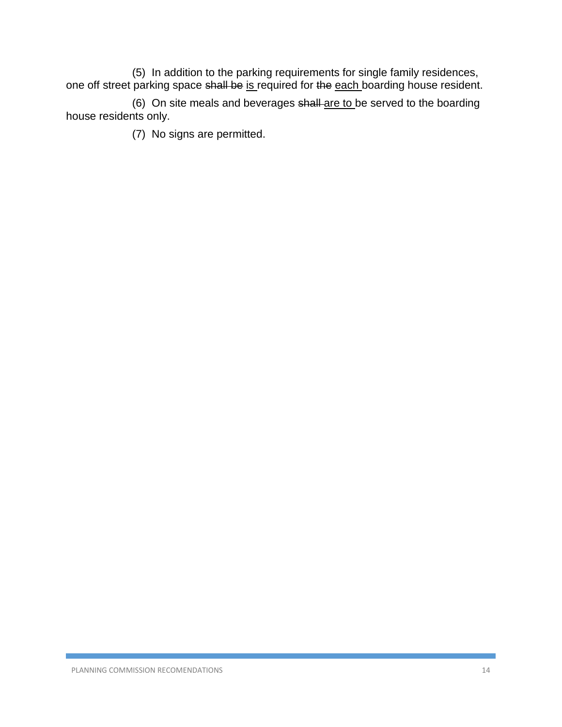(5) In addition to the parking requirements for single family residences, one off street parking space ~~shall be~~ <u>is</u> required for ~~the~~ <u>each</u> boarding house resident.

(6) On site meals and beverages ~~shall~~ <u>are to</u> be served to the boarding house residents only.

(7) No signs are permitted.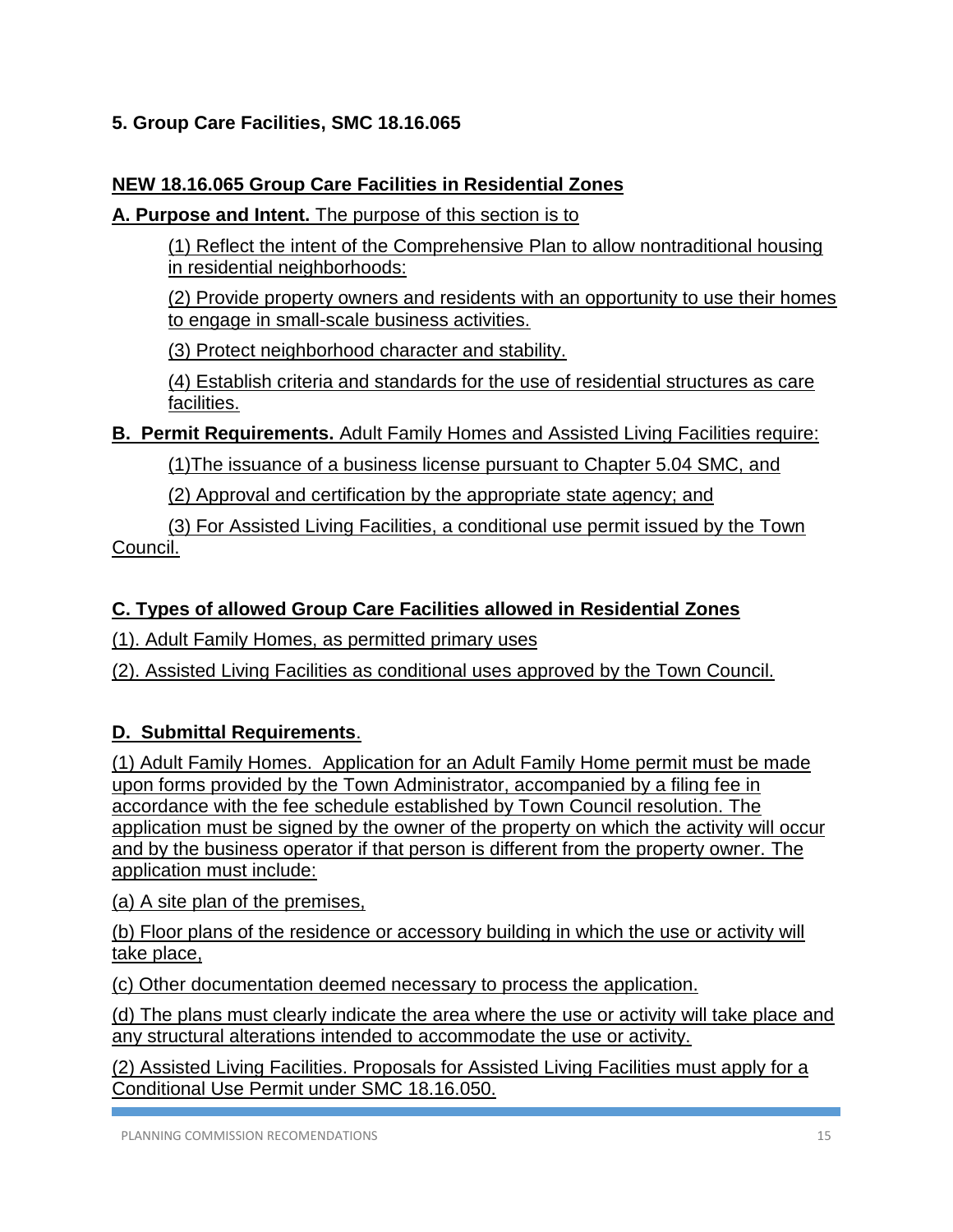### 5. Group Care Facilities, SMC 18.16.065

**NEW 18.16.065 Group Care Facilities in Residential Zones**

**A. Purpose and Intent.** The purpose of this section is to

(1) Reflect the intent of the Comprehensive Plan to allow nontraditional housing in residential neighborhoods:

(2) Provide property owners and residents with an opportunity to use their homes to engage in small-scale business activities.

(3) Protect neighborhood character and stability.

(4) Establish criteria and standards for the use of residential structures as care facilities.

**B. Permit Requirements.** Adult Family Homes and Assisted Living Facilities require:

(1)The issuance of a business license pursuant to Chapter 5.04 SMC, and

(2) Approval and certification by the appropriate state agency; and

(3) For Assisted Living Facilities, a conditional use permit issued by the Town Council.

**C. Types of allowed Group Care Facilities allowed in Residential Zones**

(1). Adult Family Homes, as permitted primary uses

(2). Assisted Living Facilities as conditional uses approved by the Town Council.

**D. Submittal Requirements**.

(1) Adult Family Homes. Application for an Adult Family Home permit must be made upon forms provided by the Town Administrator, accompanied by a filing fee in accordance with the fee schedule established by Town Council resolution. The application must be signed by the owner of the property on which the activity will occur and by the business operator if that person is different from the property owner. The application must include:

(a) A site plan of the premises,

(b) Floor plans of the residence or accessory building in which the use or activity will take place,

(c) Other documentation deemed necessary to process the application.

(d) The plans must clearly indicate the area where the use or activity will take place and any structural alterations intended to accommodate the use or activity.

(2) Assisted Living Facilities. Proposals for Assisted Living Facilities must apply for a Conditional Use Permit under SMC 18.16.050.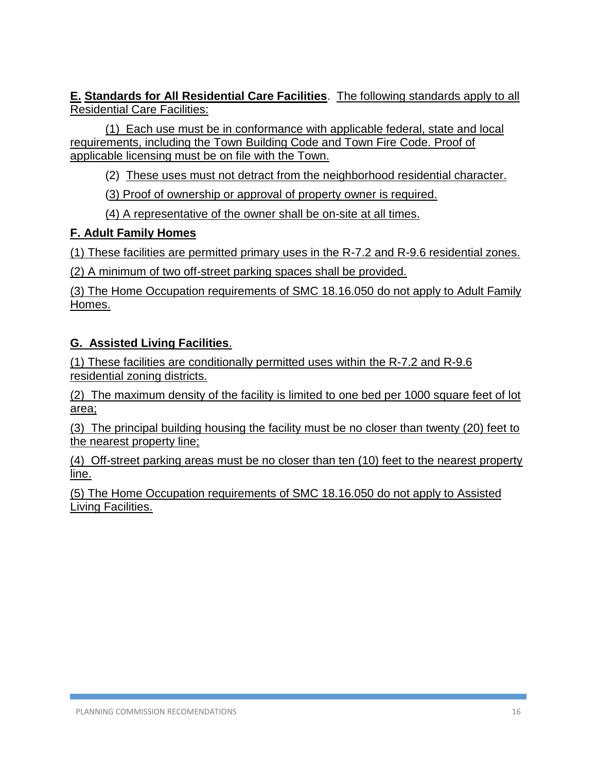**E. Standards for All Residential Care Facilities**. The following standards apply to all Residential Care Facilities:

(1) Each use must be in conformance with applicable federal, state and local requirements, including the Town Building Code and Town Fire Code. Proof of applicable licensing must be on file with the Town.

(2) These uses must not detract from the neighborhood residential character.

(3) Proof of ownership or approval of property owner is required.

(4) A representative of the owner shall be on-site at all times.

**F. Adult Family Homes**

(1) These facilities are permitted primary uses in the R-7.2 and R-9.6 residential zones.

(2) A minimum of two off-street parking spaces shall be provided.

(3) The Home Occupation requirements of SMC 18.16.050 do not apply to Adult Family Homes.

**G. Assisted Living Facilities**.

(1) These facilities are conditionally permitted uses within the R-7.2 and R-9.6 residential zoning districts.

(2) The maximum density of the facility is limited to one bed per 1000 square feet of lot area;

(3) The principal building housing the facility must be no closer than twenty (20) feet to the nearest property line;

(4) Off-street parking areas must be no closer than ten (10) feet to the nearest property line.

(5) The Home Occupation requirements of SMC 18.16.050 do not apply to Assisted Living Facilities.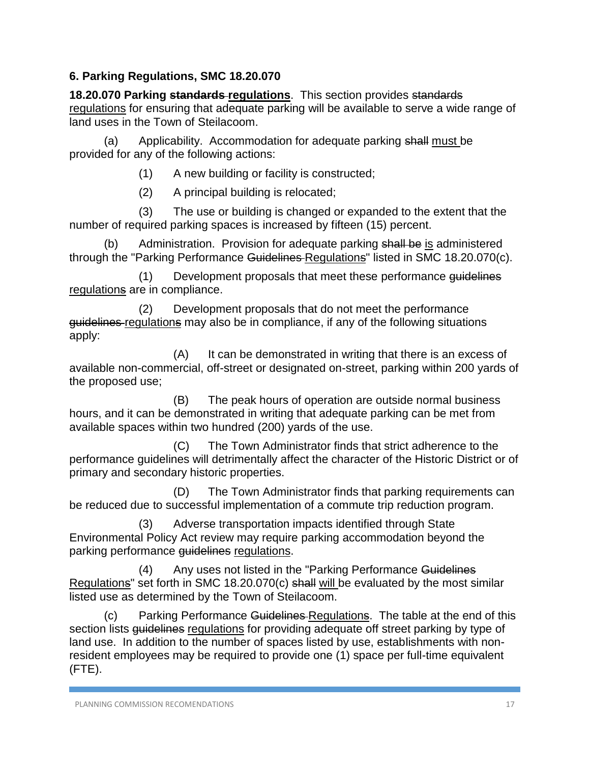**6. Parking Regulations, SMC 18.20.070**

**18.20.070 Parking ~~standards~~ <u>regulations</u>**. This section provides ~~standards~~ <u>regulations</u> for ensuring that adequate parking will be available to serve a wide range of land uses in the Town of Steilacoom.

(a) Applicability. Accommodation for adequate parking ~~shall~~ <u>must</u> be provided for any of the following actions:

(1) A new building or facility is constructed;

(2) A principal building is relocated;

(3) The use or building is changed or expanded to the extent that the number of required parking spaces is increased by fifteen (15) percent.

(b) Administration. Provision for adequate parking ~~shall be~~ <u>is</u> administered through the "Parking Performance ~~Guidelines~~ <u>Regulations</u>" listed in SMC 18.20.070(c).

(1) Development proposals that meet these performance ~~guidelines~~ <u>regulations</u> are in compliance.

(2) Development proposals that do not meet the performance ~~guidelines~~ <u>regulations</u> may also be in compliance, if any of the following situations apply:

(A) It can be demonstrated in writing that there is an excess of available non-commercial, off-street or designated on-street, parking within 200 yards of the proposed use;

(B) The peak hours of operation are outside normal business hours, and it can be demonstrated in writing that adequate parking can be met from available spaces within two hundred (200) yards of the use.

(C) The Town Administrator finds that strict adherence to the performance guidelines will detrimentally affect the character of the Historic District or of primary and secondary historic properties.

(D) The Town Administrator finds that parking requirements can be reduced due to successful implementation of a commute trip reduction program.

(3) Adverse transportation impacts identified through State Environmental Policy Act review may require parking accommodation beyond the parking performance ~~guidelines~~ <u>regulations</u>.

(4) Any uses not listed in the "Parking Performance ~~Guidelines~~ <u>Regulations</u>" set forth in SMC 18.20.070(c) ~~shall~~ <u>will</u> be evaluated by the most similar listed use as determined by the Town of Steilacoom.

(c) Parking Performance ~~Guidelines~~ <u>Regulations</u>. The table at the end of this section lists ~~guidelines~~ <u>regulations</u> for providing adequate off street parking by type of land use. In addition to the number of spaces listed by use, establishments with non-resident employees may be required to provide one (1) space per full-time equivalent (FTE).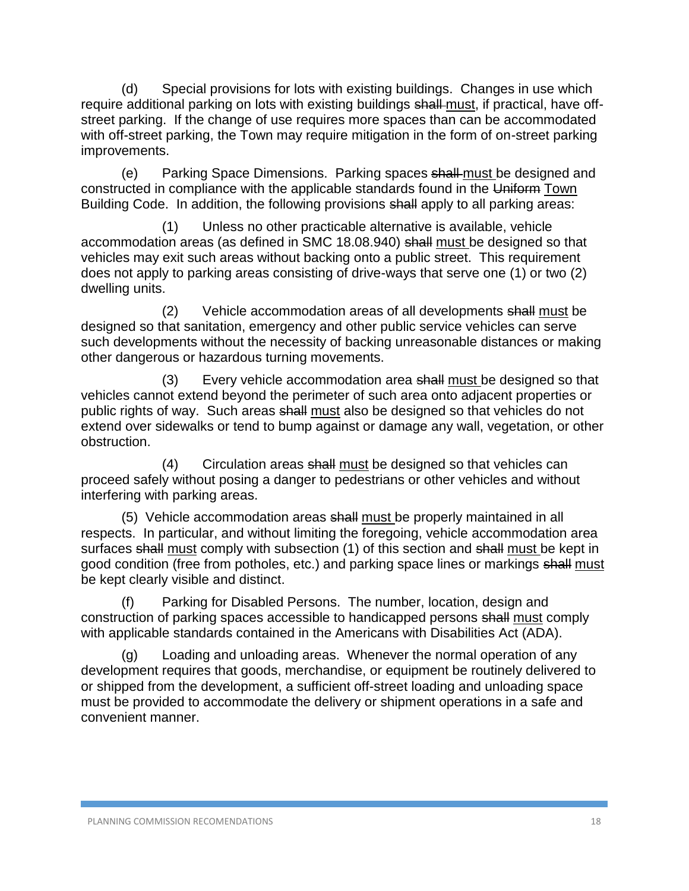(d) Special provisions for lots with existing buildings. Changes in use which require additional parking on lots with existing buildings ~~shall~~ <u>must</u>, if practical, have off-street parking. If the change of use requires more spaces than can be accommodated with off-street parking, the Town may require mitigation in the form of on-street parking improvements.

(e) Parking Space Dimensions. Parking spaces ~~shall~~ <u>must</u> be designed and constructed in compliance with the applicable standards found in the ~~Uniform~~ <u>Town</u> Building Code. In addition, the following provisions ~~shall~~ apply to all parking areas:

(1) Unless no other practicable alternative is available, vehicle accommodation areas (as defined in SMC 18.08.940) ~~shall~~ <u>must</u> be designed so that vehicles may exit such areas without backing onto a public street. This requirement does not apply to parking areas consisting of drive-ways that serve one (1) or two (2) dwelling units.

(2) Vehicle accommodation areas of all developments ~~shall~~ <u>must</u> be designed so that sanitation, emergency and other public service vehicles can serve such developments without the necessity of backing unreasonable distances or making other dangerous or hazardous turning movements.

(3) Every vehicle accommodation area ~~shall~~ <u>must</u> be designed so that vehicles cannot extend beyond the perimeter of such area onto adjacent properties or public rights of way. Such areas ~~shall~~ <u>must</u> also be designed so that vehicles do not extend over sidewalks or tend to bump against or damage any wall, vegetation, or other obstruction.

(4) Circulation areas ~~shall~~ <u>must</u> be designed so that vehicles can proceed safely without posing a danger to pedestrians or other vehicles and without interfering with parking areas.

(5) Vehicle accommodation areas ~~shall~~ <u>must</u> be properly maintained in all respects. In particular, and without limiting the foregoing, vehicle accommodation area surfaces ~~shall~~ <u>must</u> comply with subsection (1) of this section and ~~shall~~ <u>must</u> be kept in good condition (free from potholes, etc.) and parking space lines or markings ~~shall~~ <u>must</u> be kept clearly visible and distinct.

(f) Parking for Disabled Persons. The number, location, design and construction of parking spaces accessible to handicapped persons ~~shall~~ <u>must</u> comply with applicable standards contained in the Americans with Disabilities Act (ADA).

(g) Loading and unloading areas. Whenever the normal operation of any development requires that goods, merchandise, or equipment be routinely delivered to or shipped from the development, a sufficient off-street loading and unloading space must be provided to accommodate the delivery or shipment operations in a safe and convenient manner.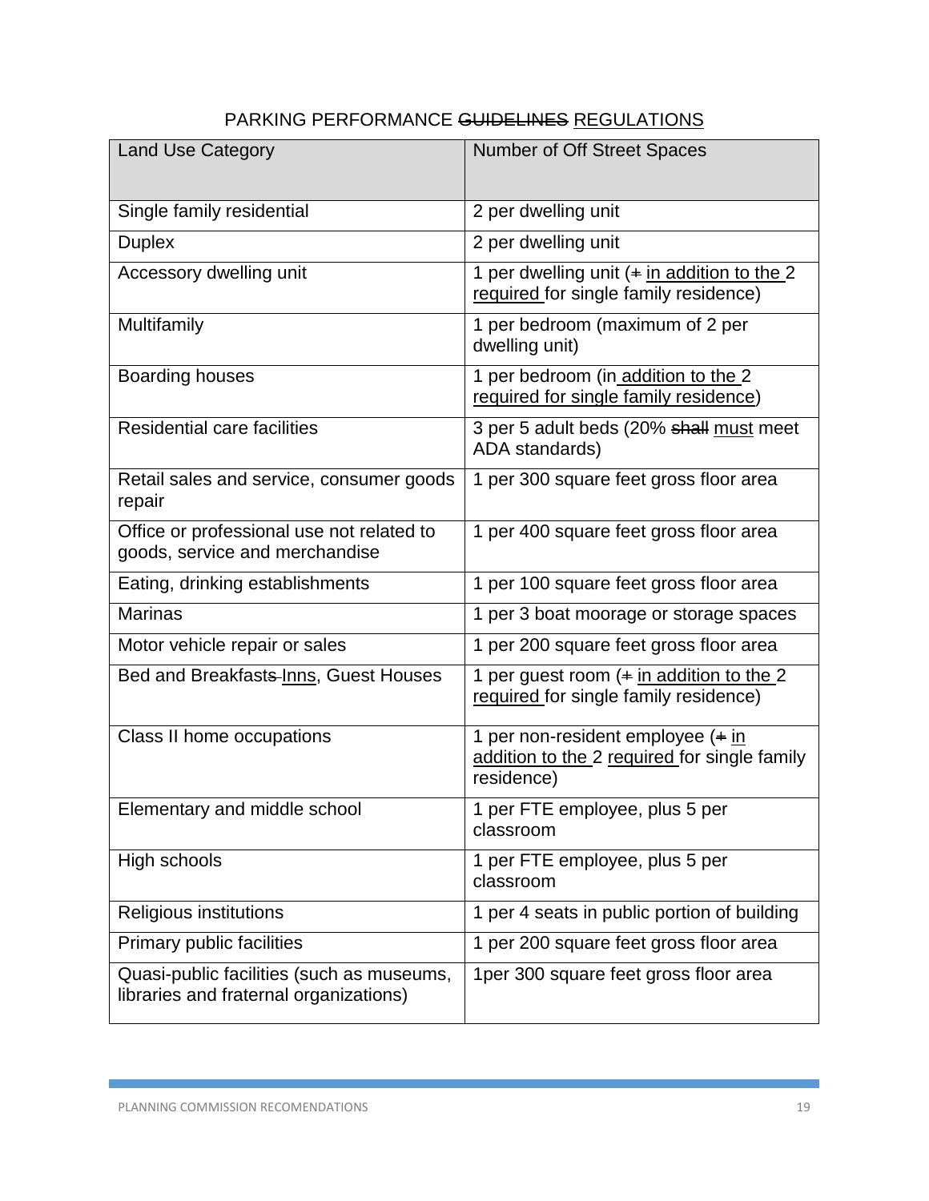PARKING PERFORMANCE ~~GUIDELINES~~ REGULATIONS

| Land Use Category | Number of Off Street Spaces |
|---|---|
| Single family residential | 2 per dwelling unit |
| Duplex | 2 per dwelling unit |
| Accessory dwelling unit | 1 per dwelling unit (~~+~~ in addition to the 2 required for single family residence) |
| Multifamily | 1 per bedroom (maximum of 2 per dwelling unit) |
| Boarding houses | 1 per bedroom (in addition to the 2 required for single family residence) |
| Residential care facilities | 3 per 5 adult beds (20% ~~shall~~ must meet ADA standards) |
| Retail sales and service, consumer goods repair | 1 per 300 square feet gross floor area |
| Office or professional use not related to goods, service and merchandise | 1 per 400 square feet gross floor area |
| Eating, drinking establishments | 1 per 100 square feet gross floor area |
| Marinas | 1 per 3 boat moorage or storage spaces |
| Motor vehicle repair or sales | 1 per 200 square feet gross floor area |
| Bed and Breakfasts ~~-~~ Inns, Guest Houses | 1 per guest room (~~+~~ in addition to the 2 required for single family residence) |
| Class II home occupations | 1 per non-resident employee (~~+~~ in addition to the 2 required for single family residence) |
| Elementary and middle school | 1 per FTE employee, plus 5 per classroom |
| High schools | 1 per FTE employee, plus 5 per classroom |
| Religious institutions | 1 per 4 seats in public portion of building |
| Primary public facilities | 1 per 200 square feet gross floor area |
| Quasi-public facilities (such as museums, libraries and fraternal organizations) | 1per 300 square feet gross floor area |